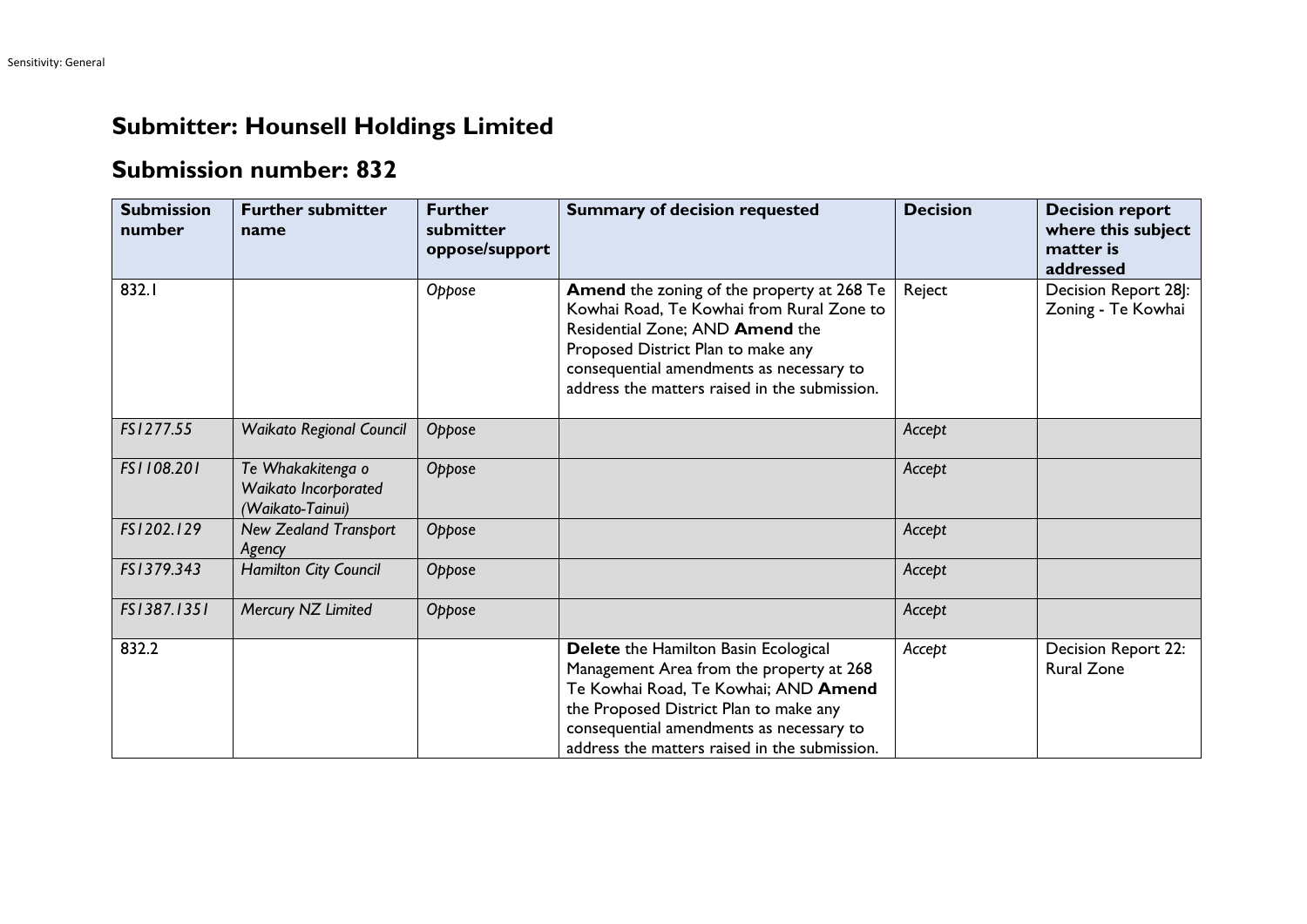# Submitter: Hounsell Holdings Limited

## Submission number: 832

| Submission number | Further submitter name | Further submitter oppose/support | Summary of decision requested | Decision | Decision report where this subject matter is addressed |
|---|---|---|---|---|---|
| 832.1 | | *Oppose* | **Amend** the zoning of the property at 268 Te Kowhai Road, Te Kowhai from Rural Zone to Residential Zone; AND **Amend** the Proposed District Plan to make any consequential amendments as necessary to address the matters raised in the submission. | Reject | Decision Report 28J: Zoning - Te Kowhai |
| *FS1277.55* | *Waikato Regional Council* | *Oppose* | | *Accept* | |
| *FS1108.201* | *Te Whakakitenga o Waikato Incorporated (Waikato-Tainui)* | *Oppose* | | *Accept* | |
| *FS1202.129* | *New Zealand Transport Agency* | *Oppose* | | *Accept* | |
| *FS1379.343* | *Hamilton City Council* | *Oppose* | | *Accept* | |
| *FS1387.1351* | *Mercury NZ Limited* | *Oppose* | | *Accept* | |
| 832.2 | | | **Delete** the Hamilton Basin Ecological Management Area from the property at 268 Te Kowhai Road, Te Kowhai; AND **Amend** the Proposed District Plan to make any consequential amendments as necessary to address the matters raised in the submission. | *Accept* | Decision Report 22: Rural Zone |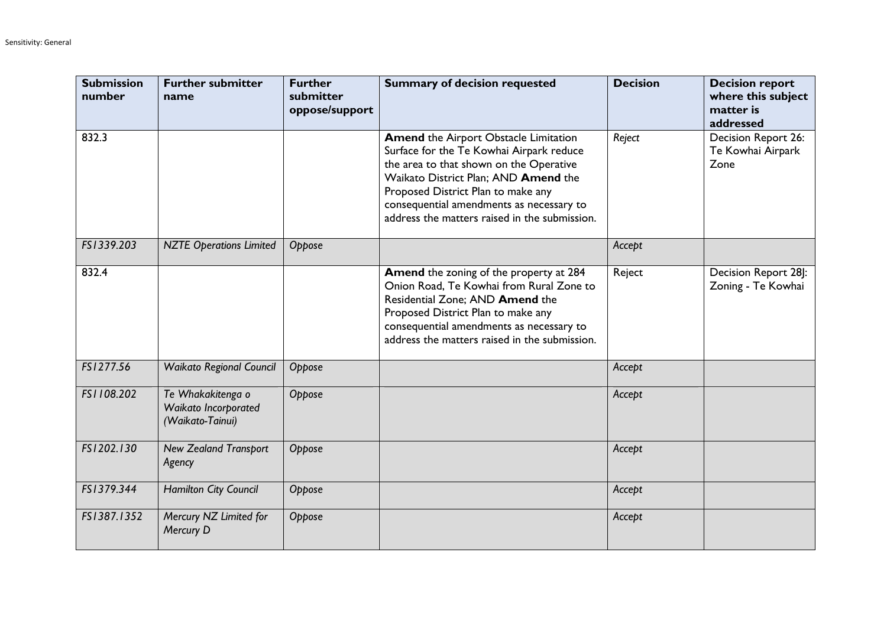| Submission number | Further submitter name | Further submitter oppose/support | Summary of decision requested | Decision | Decision report where this subject matter is addressed |
|---|---|---|---|---|---|
| 832.3 | | | **Amend** the Airport Obstacle Limitation Surface for the Te Kowhai Airpark reduce the area to that shown on the Operative Waikato District Plan; AND **Amend** the Proposed District Plan to make any consequential amendments as necessary to address the matters raised in the submission. | *Reject* | Decision Report 26: Te Kowhai Airpark Zone |
| *FS1339.203* | *NZTE Operations Limited* | *Oppose* | | *Accept* | |
| 832.4 | | | **Amend** the zoning of the property at 284 Onion Road, Te Kowhai from Rural Zone to Residential Zone; AND **Amend** the Proposed District Plan to make any consequential amendments as necessary to address the matters raised in the submission. | Reject | Decision Report 28J: Zoning - Te Kowhai |
| *FS1277.56* | *Waikato Regional Council* | *Oppose* | | *Accept* | |
| *FS1108.202* | *Te Whakakitenga o Waikato Incorporated (Waikato-Tainui)* | *Oppose* | | *Accept* | |
| *FS1202.130* | *New Zealand Transport Agency* | *Oppose* | | *Accept* | |
| *FS1379.344* | *Hamilton City Council* | *Oppose* | | *Accept* | |
| *FS1387.1352* | *Mercury NZ Limited for Mercury D* | *Oppose* | | *Accept* | |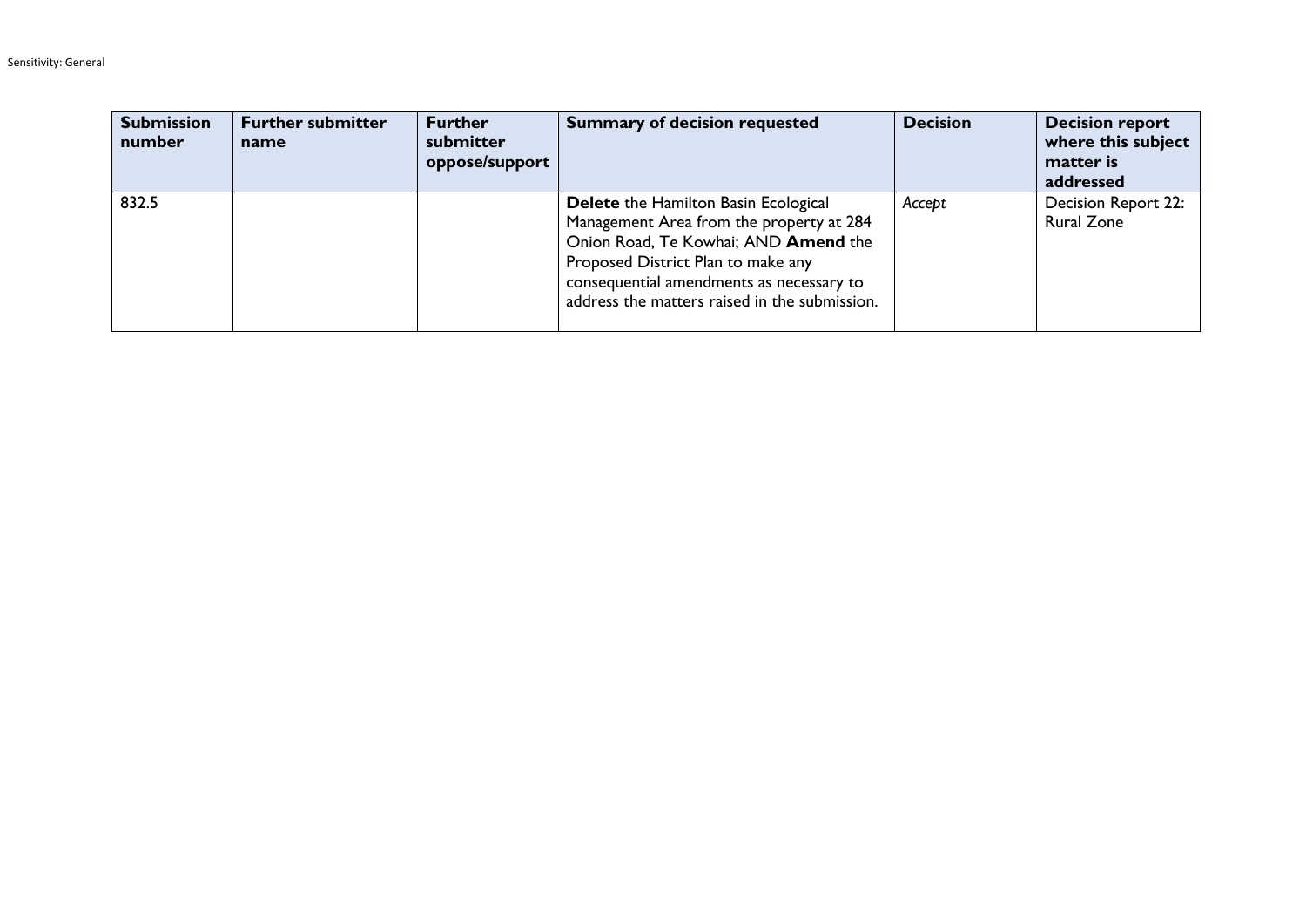| Submission number | Further submitter name | Further submitter oppose/support | Summary of decision requested | Decision | Decision report where this subject matter is addressed |
|---|---|---|---|---|---|
| 832.5 | | | **Delete** the Hamilton Basin Ecological Management Area from the property at 284 Onion Road, Te Kowhai; AND **Amend** the Proposed District Plan to make any consequential amendments as necessary to address the matters raised in the submission. | *Accept* | Decision Report 22: Rural Zone |